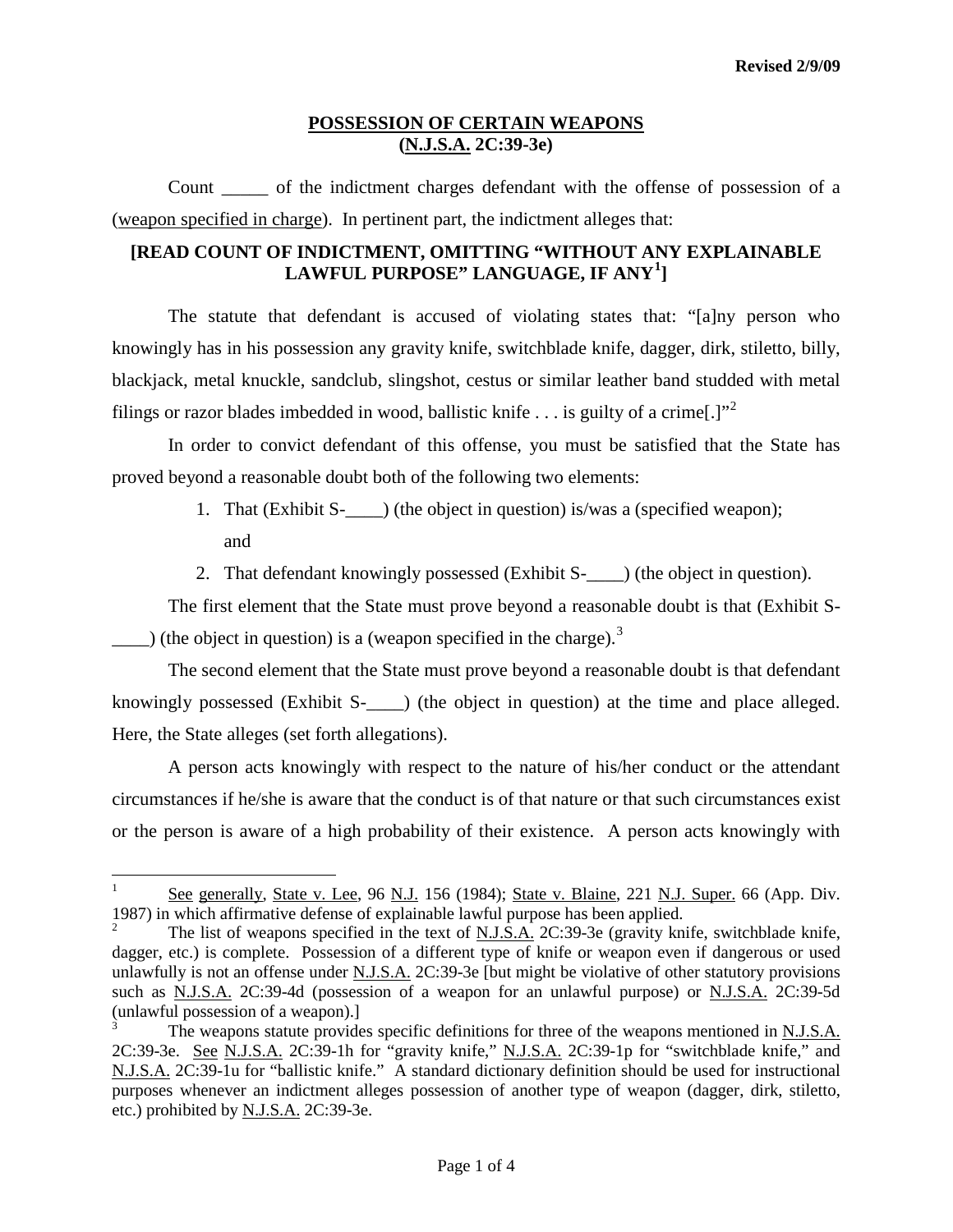**Revised 2/9/09**

# POSSESSION OF CERTAIN WEAPONS (N.J.S.A. 2C:39-3e)

Count _____ of the indictment charges defendant with the offense of possession of a (weapon specified in charge). In pertinent part, the indictment alleges that:

**[READ COUNT OF INDICTMENT, OMITTING "WITHOUT ANY EXPLAINABLE LAWFUL PURPOSE" LANGUAGE, IF ANY[1]]**

The statute that defendant is accused of violating states that: "[a]ny person who knowingly has in his possession any gravity knife, switchblade knife, dagger, dirk, stiletto, billy, blackjack, metal knuckle, sandclub, slingshot, cestus or similar leather band studded with metal filings or razor blades imbedded in wood, ballistic knife . . . is guilty of a crime[.]"[2]

In order to convict defendant of this offense, you must be satisfied that the State has proved beyond a reasonable doubt both of the following two elements:

1. That (Exhibit S-____) (the object in question) is/was a (specified weapon); and
2. That defendant knowingly possessed (Exhibit S-____) (the object in question).

The first element that the State must prove beyond a reasonable doubt is that (Exhibit S-____) (the object in question) is a (weapon specified in the charge).[3]

The second element that the State must prove beyond a reasonable doubt is that defendant knowingly possessed (Exhibit S-____) (the object in question) at the time and place alleged. Here, the State alleges (set forth allegations).

A person acts knowingly with respect to the nature of his/her conduct or the attendant circumstances if he/she is aware that the conduct is of that nature or that such circumstances exist or the person is aware of a high probability of their existence. A person acts knowingly with

---

[1] See generally, State v. Lee, 96 N.J. 156 (1984); State v. Blaine, 221 N.J. Super. 66 (App. Div. 1987) in which affirmative defense of explainable lawful purpose has been applied.

[2] The list of weapons specified in the text of N.J.S.A. 2C:39-3e (gravity knife, switchblade knife, dagger, etc.) is complete. Possession of a different type of knife or weapon even if dangerous or used unlawfully is not an offense under N.J.S.A. 2C:39-3e [but might be violative of other statutory provisions such as N.J.S.A. 2C:39-4d (possession of a weapon for an unlawful purpose) or N.J.S.A. 2C:39-5d (unlawful possession of a weapon).]

[3] The weapons statute provides specific definitions for three of the weapons mentioned in N.J.S.A. 2C:39-3e. See N.J.S.A. 2C:39-1h for "gravity knife," N.J.S.A. 2C:39-1p for "switchblade knife," and N.J.S.A. 2C:39-1u for "ballistic knife." A standard dictionary definition should be used for instructional purposes whenever an indictment alleges possession of another type of weapon (dagger, dirk, stiletto, etc.) prohibited by N.J.S.A. 2C:39-3e.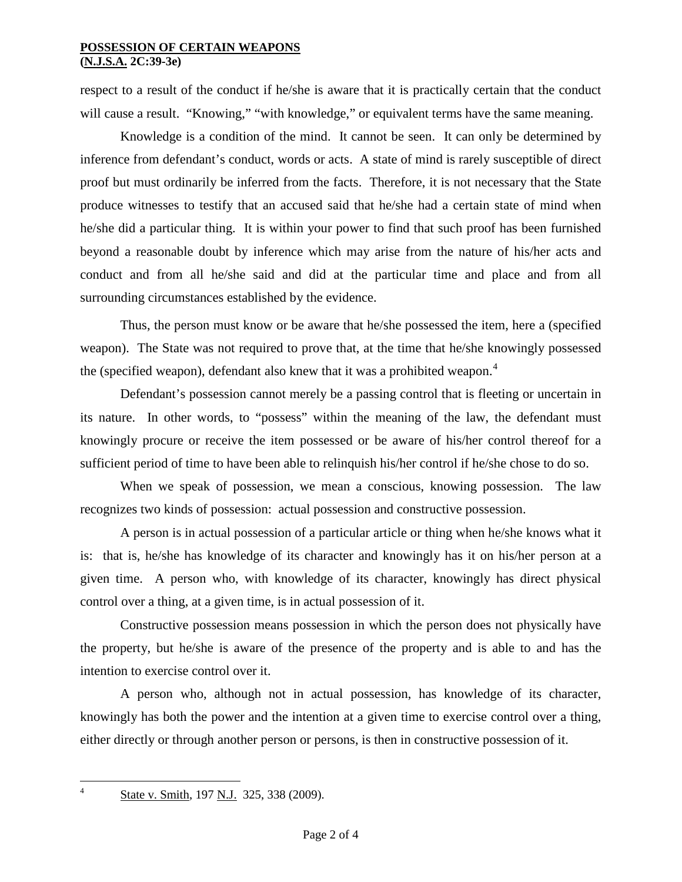respect to a result of the conduct if he/she is aware that it is practically certain that the conduct will cause a result. "Knowing," "with knowledge," or equivalent terms have the same meaning.

Knowledge is a condition of the mind. It cannot be seen. It can only be determined by inference from defendant's conduct, words or acts. A state of mind is rarely susceptible of direct proof but must ordinarily be inferred from the facts. Therefore, it is not necessary that the State produce witnesses to testify that an accused said that he/she had a certain state of mind when he/she did a particular thing. It is within your power to find that such proof has been furnished beyond a reasonable doubt by inference which may arise from the nature of his/her acts and conduct and from all he/she said and did at the particular time and place and from all surrounding circumstances established by the evidence.

Thus, the person must know or be aware that he/she possessed the item, here a (specified weapon). The State was not required to prove that, at the time that he/she knowingly possessed the (specified weapon), defendant also knew that it was a prohibited weapon.[4]

Defendant's possession cannot merely be a passing control that is fleeting or uncertain in its nature. In other words, to "possess" within the meaning of the law, the defendant must knowingly procure or receive the item possessed or be aware of his/her control thereof for a sufficient period of time to have been able to relinquish his/her control if he/she chose to do so.

When we speak of possession, we mean a conscious, knowing possession. The law recognizes two kinds of possession: actual possession and constructive possession.

A person is in actual possession of a particular article or thing when he/she knows what it is: that is, he/she has knowledge of its character and knowingly has it on his/her person at a given time. A person who, with knowledge of its character, knowingly has direct physical control over a thing, at a given time, is in actual possession of it.

Constructive possession means possession in which the person does not physically have the property, but he/she is aware of the presence of the property and is able to and has the intention to exercise control over it.

A person who, although not in actual possession, has knowledge of its character, knowingly has both the power and the intention at a given time to exercise control over a thing, either directly or through another person or persons, is then in constructive possession of it.

---

[4] State v. Smith, 197 N.J. 325, 338 (2009).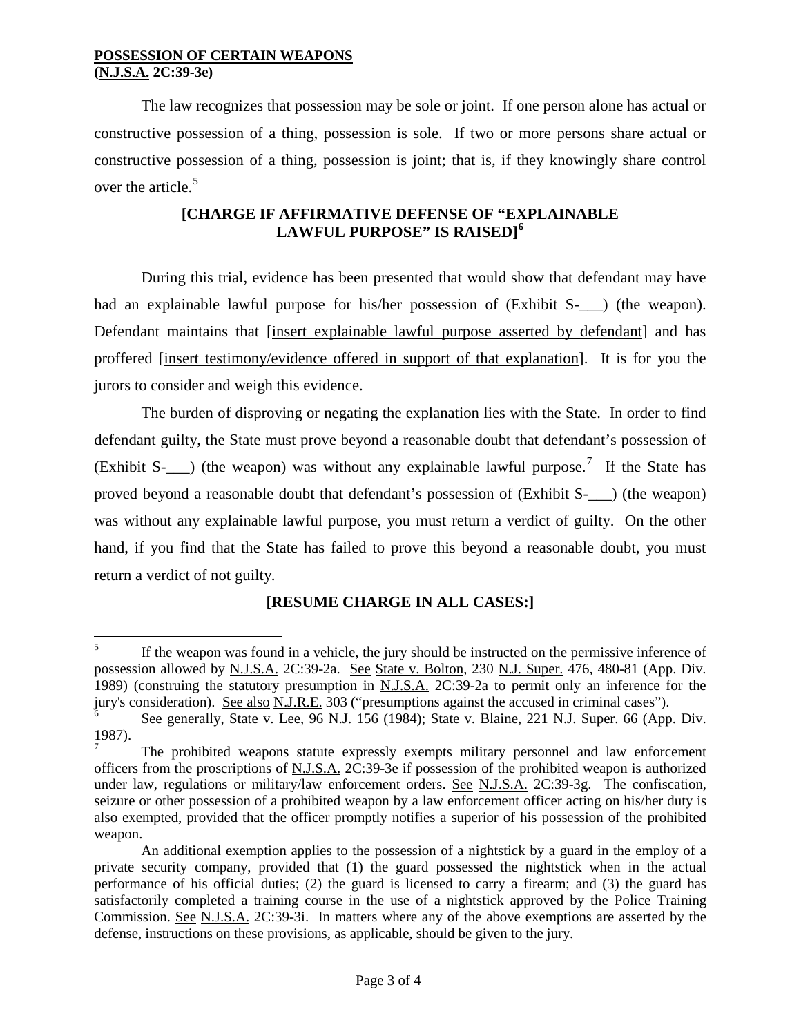The law recognizes that possession may be sole or joint. If one person alone has actual or constructive possession of a thing, possession is sole. If two or more persons share actual or constructive possession of a thing, possession is joint; that is, if they knowingly share control over the article.[5]

**[CHARGE IF AFFIRMATIVE DEFENSE OF "EXPLAINABLE LAWFUL PURPOSE" IS RAISED][6]**

During this trial, evidence has been presented that would show that defendant may have had an explainable lawful purpose for his/her possession of (Exhibit S-___) (the weapon). Defendant maintains that [insert explainable lawful purpose asserted by defendant] and has proffered [insert testimony/evidence offered in support of that explanation]. It is for you the jurors to consider and weigh this evidence.

The burden of disproving or negating the explanation lies with the State. In order to find defendant guilty, the State must prove beyond a reasonable doubt that defendant's possession of (Exhibit S-___) (the weapon) was without any explainable lawful purpose.[7] If the State has proved beyond a reasonable doubt that defendant's possession of (Exhibit S-___) (the weapon) was without any explainable lawful purpose, you must return a verdict of guilty. On the other hand, if you find that the State has failed to prove this beyond a reasonable doubt, you must return a verdict of not guilty.

**[RESUME CHARGE IN ALL CASES:]**

---

[5] If the weapon was found in a vehicle, the jury should be instructed on the permissive inference of possession allowed by N.J.S.A. 2C:39-2a. See State v. Bolton, 230 N.J. Super. 476, 480-81 (App. Div. 1989) (construing the statutory presumption in N.J.S.A. 2C:39-2a to permit only an inference for the jury's consideration). See also N.J.R.E. 303 ("presumptions against the accused in criminal cases").

[6] See generally, State v. Lee, 96 N.J. 156 (1984); State v. Blaine, 221 N.J. Super. 66 (App. Div. 1987).

[7] The prohibited weapons statute expressly exempts military personnel and law enforcement officers from the proscriptions of N.J.S.A. 2C:39-3e if possession of the prohibited weapon is authorized under law, regulations or military/law enforcement orders. See N.J.S.A. 2C:39-3g. The confiscation, seizure or other possession of a prohibited weapon by a law enforcement officer acting on his/her duty is also exempted, provided that the officer promptly notifies a superior of his possession of the prohibited weapon.

An additional exemption applies to the possession of a nightstick by a guard in the employ of a private security company, provided that (1) the guard possessed the nightstick when in the actual performance of his official duties; (2) the guard is licensed to carry a firearm; and (3) the guard has satisfactorily completed a training course in the use of a nightstick approved by the Police Training Commission. See N.J.S.A. 2C:39-3i. In matters where any of the above exemptions are asserted by the defense, instructions on these provisions, as applicable, should be given to the jury.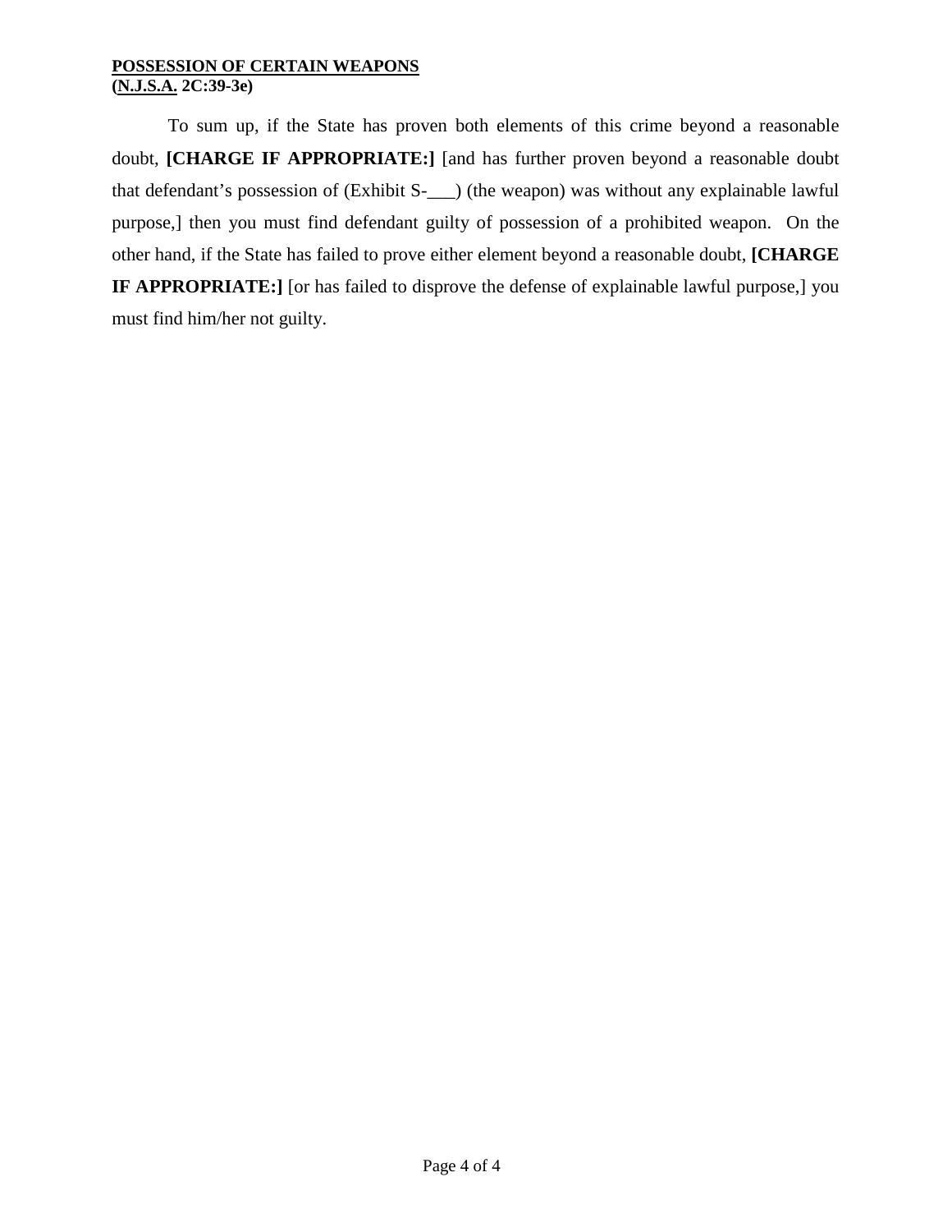To sum up, if the State has proven both elements of this crime beyond a reasonable doubt, **[CHARGE IF APPROPRIATE:]** [and has further proven beyond a reasonable doubt that defendant's possession of (Exhibit S-___) (the weapon) was without any explainable lawful purpose,] then you must find defendant guilty of possession of a prohibited weapon. On the other hand, if the State has failed to prove either element beyond a reasonable doubt, **[CHARGE IF APPROPRIATE:]** [or has failed to disprove the defense of explainable lawful purpose,] you must find him/her not guilty.